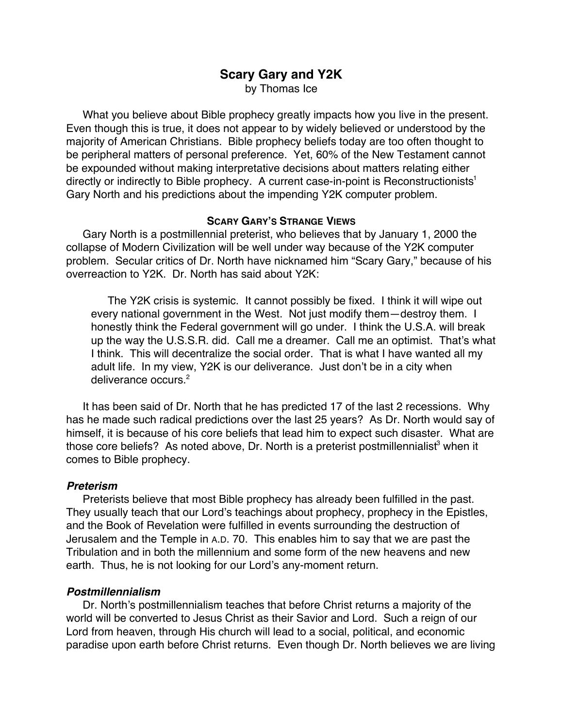# Scary Gary and Y2K

by Thomas Ice

What you believe about Bible prophecy greatly impacts how you live in the present. Even though this is true, it does not appear to by widely believed or understood by the majority of American Christians. Bible prophecy beliefs today are too often thought to be peripheral matters of personal preference. Yet, 60% of the New Testament cannot be expounded without making interpretative decisions about matters relating either directly or indirectly to Bible prophecy. A current case-in-point is Reconstructionists[1] Gary North and his predictions about the impending Y2K computer problem.

## Scary Gary's Strange Views

Gary North is a postmillennial preterist, who believes that by January 1, 2000 the collapse of Modern Civilization will be well under way because of the Y2K computer problem. Secular critics of Dr. North have nicknamed him "Scary Gary," because of his overreaction to Y2K. Dr. North has said about Y2K:

> The Y2K crisis is systemic. It cannot possibly be fixed. I think it will wipe out every national government in the West. Not just modify them—destroy them. I honestly think the Federal government will go under. I think the U.S.A. will break up the way the U.S.S.R. did. Call me a dreamer. Call me an optimist. That's what I think. This will decentralize the social order. That is what I have wanted all my adult life. In my view, Y2K is our deliverance. Just don't be in a city when deliverance occurs.[2]

It has been said of Dr. North that he has predicted 17 of the last 2 recessions. Why has he made such radical predictions over the last 25 years? As Dr. North would say of himself, it is because of his core beliefs that lead him to expect such disaster. What are those core beliefs? As noted above, Dr. North is a preterist postmillennialist[3] when it comes to Bible prophecy.

### *Preterism*

Preterists believe that most Bible prophecy has already been fulfilled in the past. They usually teach that our Lord's teachings about prophecy, prophecy in the Epistles, and the Book of Revelation were fulfilled in events surrounding the destruction of Jerusalem and the Temple in A.D. 70. This enables him to say that we are past the Tribulation and in both the millennium and some form of the new heavens and new earth. Thus, he is not looking for our Lord's any-moment return.

### *Postmillennialism*

Dr. North's postmillennialism teaches that before Christ returns a majority of the world will be converted to Jesus Christ as their Savior and Lord. Such a reign of our Lord from heaven, through His church will lead to a social, political, and economic paradise upon earth before Christ returns. Even though Dr. North believes we are living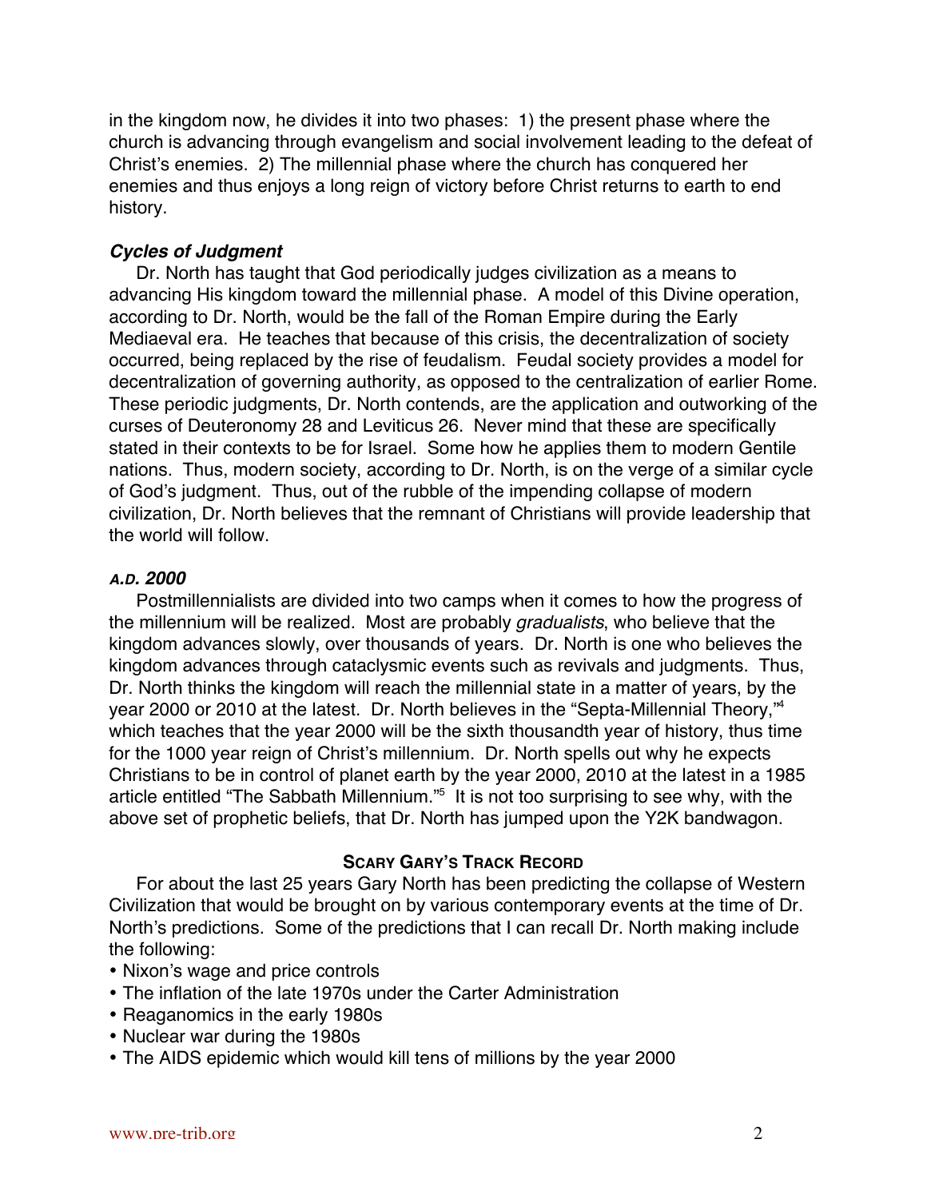in the kingdom now, he divides it into two phases: 1) the present phase where the church is advancing through evangelism and social involvement leading to the defeat of Christ's enemies. 2) The millennial phase where the church has conquered her enemies and thus enjoys a long reign of victory before Christ returns to earth to end history.

### *Cycles of Judgment*

Dr. North has taught that God periodically judges civilization as a means to advancing His kingdom toward the millennial phase. A model of this Divine operation, according to Dr. North, would be the fall of the Roman Empire during the Early Mediaeval era. He teaches that because of this crisis, the decentralization of society occurred, being replaced by the rise of feudalism. Feudal society provides a model for decentralization of governing authority, as opposed to the centralization of earlier Rome. These periodic judgments, Dr. North contends, are the application and outworking of the curses of Deuteronomy 28 and Leviticus 26. Never mind that these are specifically stated in their contexts to be for Israel. Some how he applies them to modern Gentile nations. Thus, modern society, according to Dr. North, is on the verge of a similar cycle of God's judgment. Thus, out of the rubble of the impending collapse of modern civilization, Dr. North believes that the remnant of Christians will provide leadership that the world will follow.

### *A.D. 2000*

Postmillennialists are divided into two camps when it comes to how the progress of the millennium will be realized. Most are probably *gradualists*, who believe that the kingdom advances slowly, over thousands of years. Dr. North is one who believes the kingdom advances through cataclysmic events such as revivals and judgments. Thus, Dr. North thinks the kingdom will reach the millennial state in a matter of years, by the year 2000 or 2010 at the latest. Dr. North believes in the "Septa-Millennial Theory,"[4] which teaches that the year 2000 will be the sixth thousandth year of history, thus time for the 1000 year reign of Christ's millennium. Dr. North spells out why he expects Christians to be in control of planet earth by the year 2000, 2010 at the latest in a 1985 article entitled "The Sabbath Millennium."[5] It is not too surprising to see why, with the above set of prophetic beliefs, that Dr. North has jumped upon the Y2K bandwagon.

## Scary Gary's Track Record

For about the last 25 years Gary North has been predicting the collapse of Western Civilization that would be brought on by various contemporary events at the time of Dr. North's predictions. Some of the predictions that I can recall Dr. North making include the following:

- Nixon's wage and price controls
- The inflation of the late 1970s under the Carter Administration
- Reaganomics in the early 1980s
- Nuclear war during the 1980s
- The AIDS epidemic which would kill tens of millions by the year 2000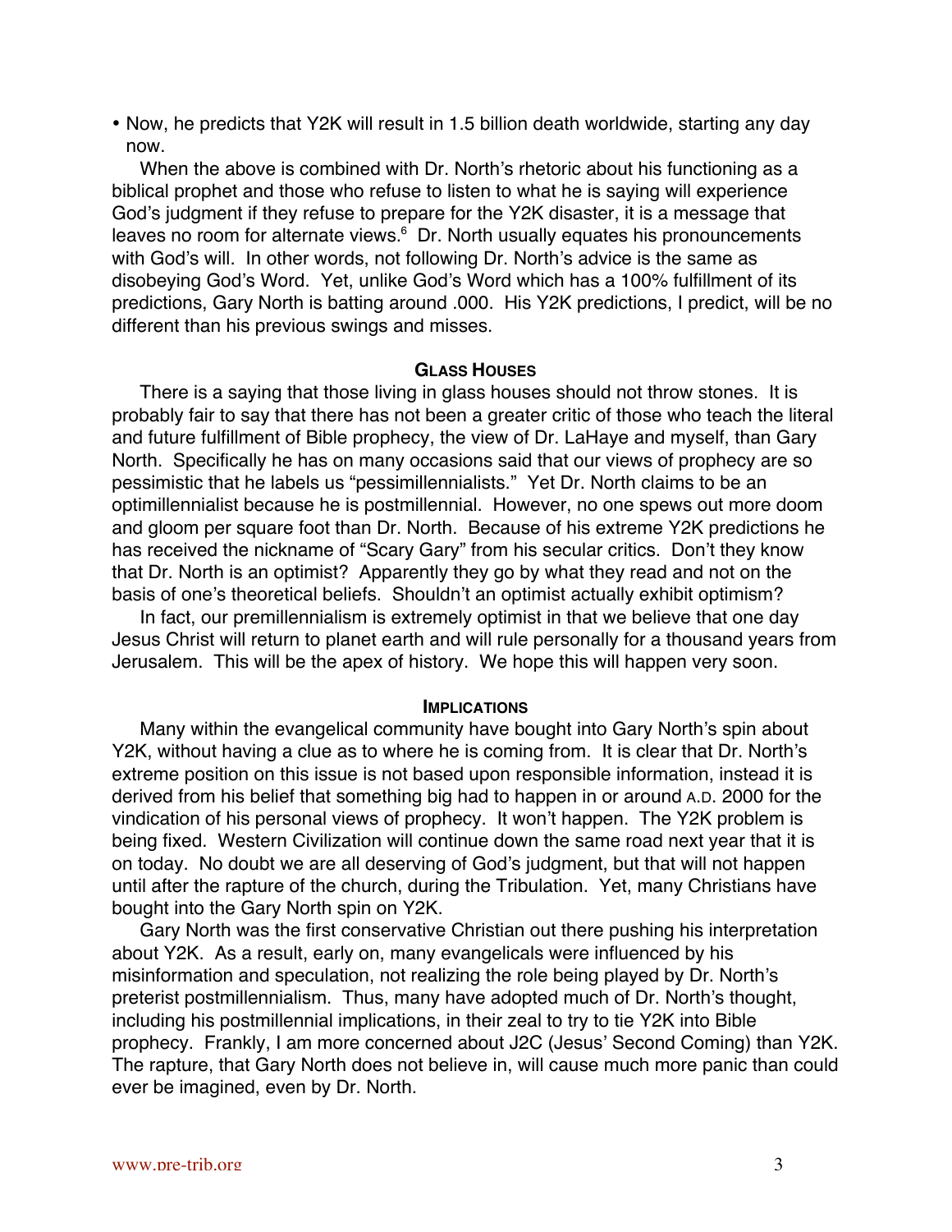- Now, he predicts that Y2K will result in 1.5 billion death worldwide, starting any day now.

When the above is combined with Dr. North's rhetoric about his functioning as a biblical prophet and those who refuse to listen to what he is saying will experience God's judgment if they refuse to prepare for the Y2K disaster, it is a message that leaves no room for alternate views.[6] Dr. North usually equates his pronouncements with God's will. In other words, not following Dr. North's advice is the same as disobeying God's Word. Yet, unlike God's Word which has a 100% fulfillment of its predictions, Gary North is batting around .000. His Y2K predictions, I predict, will be no different than his previous swings and misses.

### Glass Houses

There is a saying that those living in glass houses should not throw stones. It is probably fair to say that there has not been a greater critic of those who teach the literal and future fulfillment of Bible prophecy, the view of Dr. LaHaye and myself, than Gary North. Specifically he has on many occasions said that our views of prophecy are so pessimistic that he labels us "pessimillennialists." Yet Dr. North claims to be an optimillennialist because he is postmillennial. However, no one spews out more doom and gloom per square foot than Dr. North. Because of his extreme Y2K predictions he has received the nickname of "Scary Gary" from his secular critics. Don't they know that Dr. North is an optimist? Apparently they go by what they read and not on the basis of one's theoretical beliefs. Shouldn't an optimist actually exhibit optimism?

In fact, our premillennialism is extremely optimist in that we believe that one day Jesus Christ will return to planet earth and will rule personally for a thousand years from Jerusalem. This will be the apex of history. We hope this will happen very soon.

### Implications

Many within the evangelical community have bought into Gary North's spin about Y2K, without having a clue as to where he is coming from. It is clear that Dr. North's extreme position on this issue is not based upon responsible information, instead it is derived from his belief that something big had to happen in or around A.D. 2000 for the vindication of his personal views of prophecy. It won't happen. The Y2K problem is being fixed. Western Civilization will continue down the same road next year that it is on today. No doubt we are all deserving of God's judgment, but that will not happen until after the rapture of the church, during the Tribulation. Yet, many Christians have bought into the Gary North spin on Y2K.

Gary North was the first conservative Christian out there pushing his interpretation about Y2K. As a result, early on, many evangelicals were influenced by his misinformation and speculation, not realizing the role being played by Dr. North's preterist postmillennialism. Thus, many have adopted much of Dr. North's thought, including his postmillennial implications, in their zeal to try to tie Y2K into Bible prophecy. Frankly, I am more concerned about J2C (Jesus' Second Coming) than Y2K. The rapture, that Gary North does not believe in, will cause much more panic than could ever be imagined, even by Dr. North.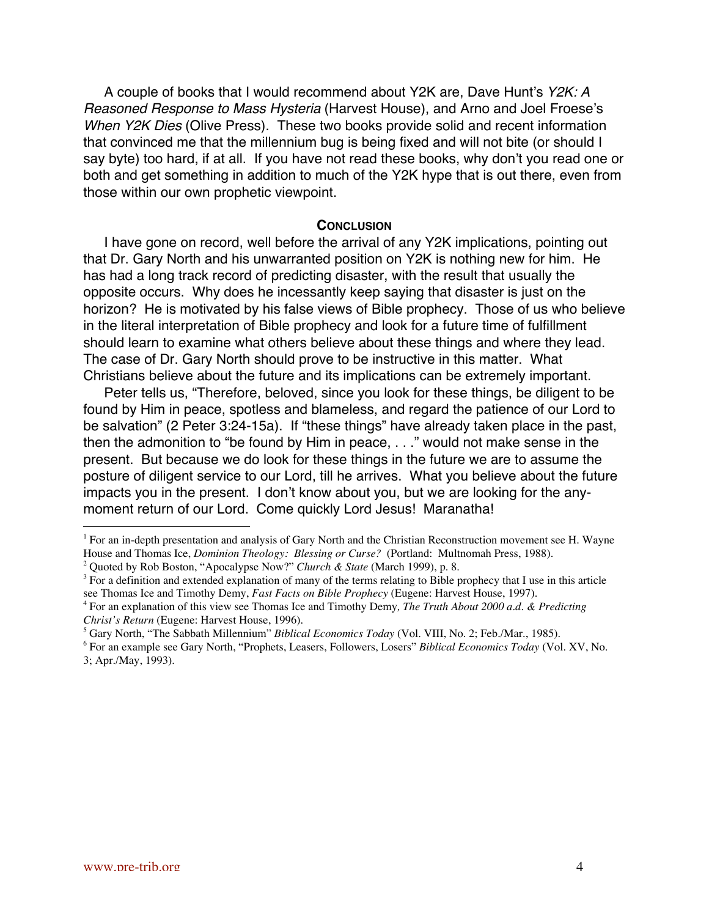A couple of books that I would recommend about Y2K are, Dave Hunt's *Y2K: A Reasoned Response to Mass Hysteria* (Harvest House), and Arno and Joel Froese's *When Y2K Dies* (Olive Press). These two books provide solid and recent information that convinced me that the millennium bug is being fixed and will not bite (or should I say byte) too hard, if at all. If you have not read these books, why don't you read one or both and get something in addition to much of the Y2K hype that is out there, even from those within our own prophetic viewpoint.

## Conclusion

I have gone on record, well before the arrival of any Y2K implications, pointing out that Dr. Gary North and his unwarranted position on Y2K is nothing new for him. He has had a long track record of predicting disaster, with the result that usually the opposite occurs. Why does he incessantly keep saying that disaster is just on the horizon? He is motivated by his false views of Bible prophecy. Those of us who believe in the literal interpretation of Bible prophecy and look for a future time of fulfillment should learn to examine what others believe about these things and where they lead. The case of Dr. Gary North should prove to be instructive in this matter. What Christians believe about the future and its implications can be extremely important.

Peter tells us, "Therefore, beloved, since you look for these things, be diligent to be found by Him in peace, spotless and blameless, and regard the patience of our Lord to be salvation" (2 Peter 3:24-15a). If "these things" have already taken place in the past, then the admonition to "be found by Him in peace, . . ." would not make sense in the present. But because we do look for these things in the future we are to assume the posture of diligent service to our Lord, till he arrives. What you believe about the future impacts you in the present. I don't know about you, but we are looking for the any-moment return of our Lord. Come quickly Lord Jesus! Maranatha!

---

[1] For an in-depth presentation and analysis of Gary North and the Christian Reconstruction movement see H. Wayne House and Thomas Ice, *Dominion Theology: Blessing or Curse?* (Portland: Multnomah Press, 1988).

[2] Quoted by Rob Boston, "Apocalypse Now?" *Church & State* (March 1999), p. 8.

[3] For a definition and extended explanation of many of the terms relating to Bible prophecy that I use in this article see Thomas Ice and Timothy Demy, *Fast Facts on Bible Prophecy* (Eugene: Harvest House, 1997).

[4] For an explanation of this view see Thomas Ice and Timothy Demy, *The Truth About 2000 a.d. & Predicting Christ's Return* (Eugene: Harvest House, 1996).

[5] Gary North, "The Sabbath Millennium" *Biblical Economics Today* (Vol. VIII, No. 2; Feb./Mar., 1985).

[6] For an example see Gary North, "Prophets, Leasers, Followers, Losers" *Biblical Economics Today* (Vol. XV, No. 3; Apr./May, 1993).